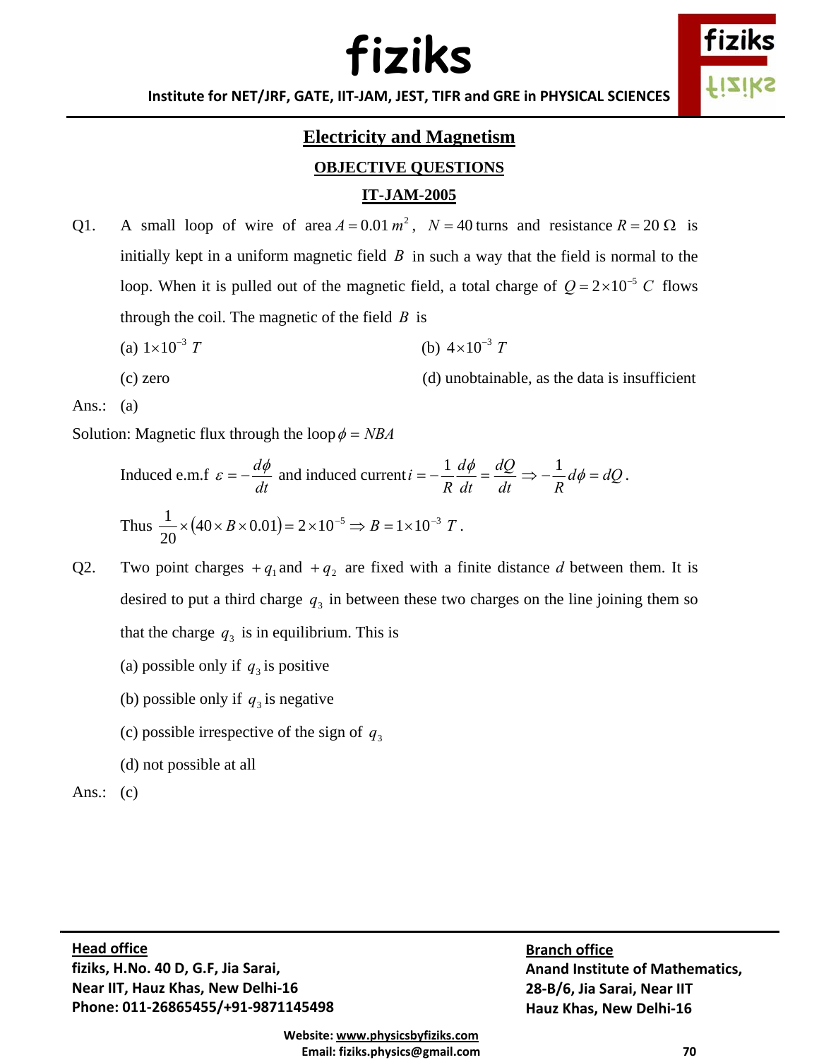## Electricity and Magnetism

### OBJECTIVE QUESTIONS

### IT-JAM-2005

Q1. A small loop of wire of area $A = 0.01\, m^2$, $N = 40$ turns and resistance $R = 20\,\Omega$ is initially kept in a uniform magnetic field $B$ in such a way that the field is normal to the loop. When it is pulled out of the magnetic field, a total charge of $Q = 2\times 10^{-5}\, C$ flows through the coil. The magnetic of the field $B$ is

(a) $1\times 10^{-3}\, T$

(b) $4\times 10^{-3}\, T$

(c) zero

(d) unobtainable, as the data is insufficient

Ans.: (a)

Solution: Magnetic flux through the loop $\phi = NBA$

Induced e.m.f $\varepsilon = -\dfrac{d\phi}{dt}$ and induced current $i = -\dfrac{1}{R}\dfrac{d\phi}{dt} = \dfrac{dQ}{dt} \Rightarrow -\dfrac{1}{R}d\phi = dQ$.

Thus $\dfrac{1}{20}\times\left(40\times B\times 0.01\right) = 2\times 10^{-5} \Rightarrow B = 1\times 10^{-3}\, T$.

Q2. Two point charges $+q_1$ and $+q_2$ are fixed with a finite distance $d$ between them. It is desired to put a third charge $q_3$ in between these two charges on the line joining them so that the charge $q_3$ is in equilibrium. This is

(a) possible only if $q_3$ is positive

(b) possible only if $q_3$ is negative

(c) possible irrespective of the sign of $q_3$

(d) not possible at all

Ans.: (c)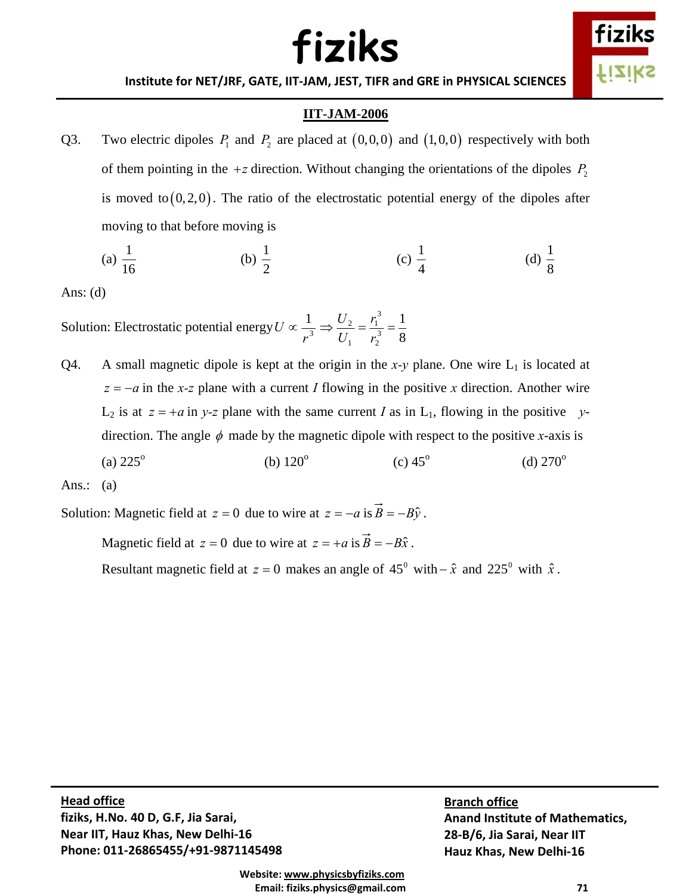## IIT-JAM-2006

Q3. Two electric dipoles $P_1$ and $P_2$ are placed at $(0,0,0)$ and $(1,0,0)$ respectively with both of them pointing in the $+z$ direction. Without changing the orientations of the dipoles $P_2$ is moved to $(0,2,0)$. The ratio of the electrostatic potential energy of the dipoles after moving to that before moving is

(a) $\dfrac{1}{16}$ (b) $\dfrac{1}{2}$ (c) $\dfrac{1}{4}$ (d) $\dfrac{1}{8}$

Ans: (d)

Solution: Electrostatic potential energy $U \propto \dfrac{1}{r^3} \Rightarrow \dfrac{U_2}{U_1} = \dfrac{r_1^3}{r_2^3} = \dfrac{1}{8}$

Q4. A small magnetic dipole is kept at the origin in the *x-y* plane. One wire $L_1$ is located at $z = -a$ in the *x-z* plane with a current $I$ flowing in the positive $x$ direction. Another wire $L_2$ is at $z = +a$ in *y-z* plane with the same current $I$ as in $L_1$, flowing in the positive $y$-direction. The angle $\phi$ made by the magnetic dipole with respect to the positive *x*-axis is

(a) $225^{\circ}$ (b) $120^{\circ}$ (c) $45^{\circ}$ (d) $270^{\circ}$

Ans.: (a)

Solution: Magnetic field at $z = 0$ due to wire at $z = -a$ is $\vec{B} = -B\hat{y}$.

Magnetic field at $z = 0$ due to wire at $z = +a$ is $\vec{B} = -B\hat{x}$.

Resultant magnetic field at $z = 0$ makes an angle of $45^0$ with $-\hat{x}$ and $225^0$ with $\hat{x}$.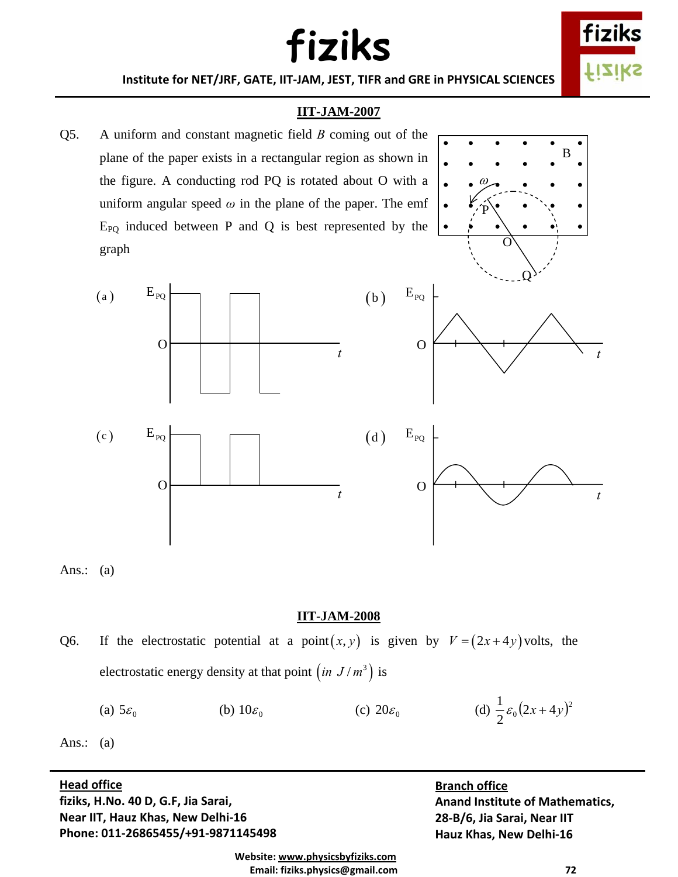## IIT-JAM-2007

Q5. A uniform and constant magnetic field $B$ coming out of the plane of the paper exists in a rectangular region as shown in the figure. A conducting rod PQ is rotated about O with a uniform angular speed $\omega$ in the plane of the paper. The emf $E_{PQ}$ induced between P and Q is best represented by the graph

(a) (b) (c) (d)

Ans.: (a)

## IIT-JAM-2008

Q6. If the electrostatic potential at a point $(x, y)$ is given by $V = (2x + 4y)$ volts, the electrostatic energy density at that point $\left(in\ J/m^3\right)$ is

(a) $5\varepsilon_0$ (b) $10\varepsilon_0$ (c) $20\varepsilon_0$ (d) $\frac{1}{2}\varepsilon_0(2x+4y)^2$

Ans.: (a)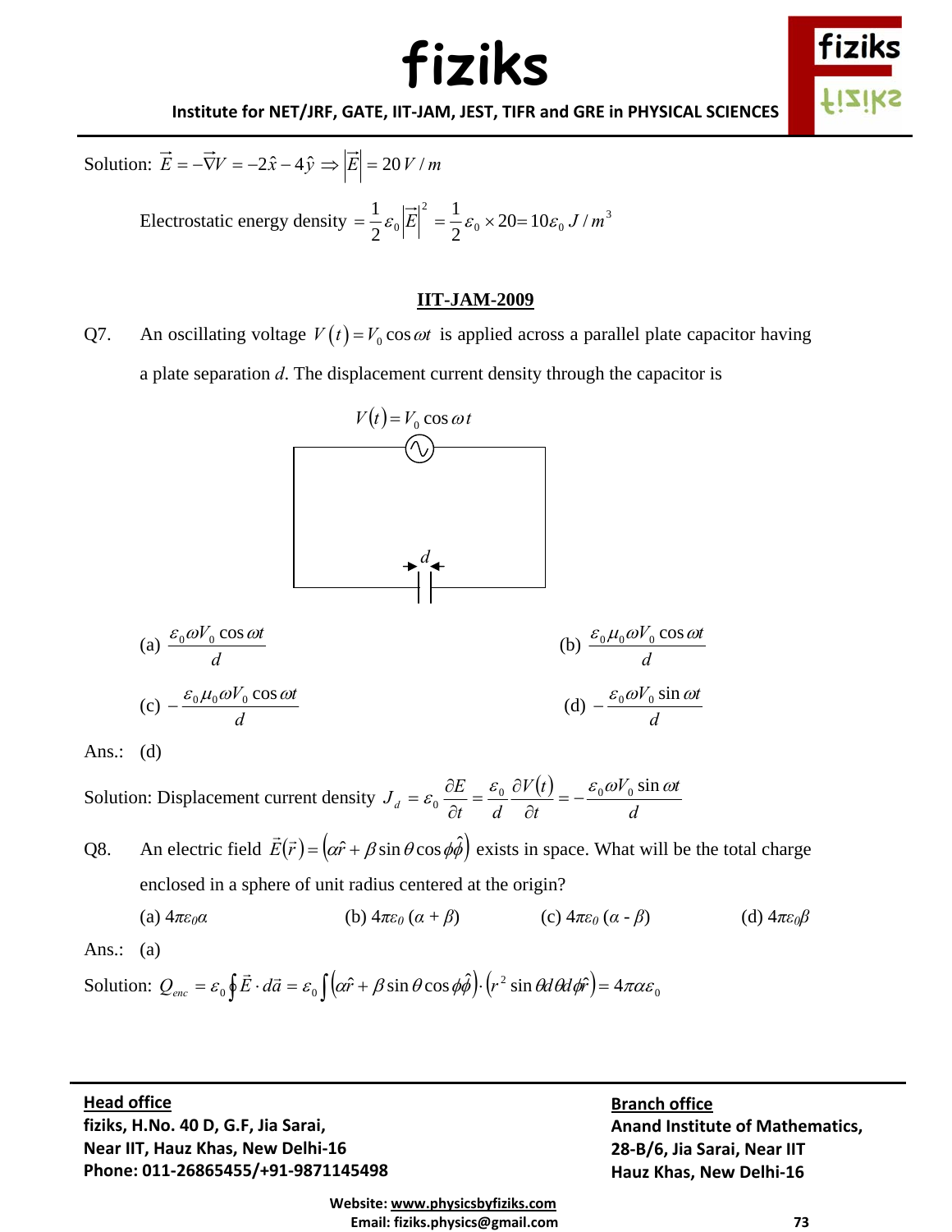Solution: $\vec{E} = -\vec{\nabla}V = -2\hat{x} - 4\hat{y} \Rightarrow \left|\vec{E}\right| = 20\,V/m$

Electrostatic energy density $= \frac{1}{2}\varepsilon_0 \left|\vec{E}\right|^2 = \frac{1}{2}\varepsilon_0 \times 20 = 10\varepsilon_0\, J/m^3$

## IIT-JAM-2009

Q7. An oscillating voltage $V(t) = V_0 \cos\omega t$ is applied across a parallel plate capacitor having a plate separation $d$. The displacement current density through the capacitor is

$V(t) = V_0 \cos\omega t$

$d$

(a) $\frac{\varepsilon_0 \omega V_0 \cos\omega t}{d}$

(b) $\frac{\varepsilon_0 \mu_0 \omega V_0 \cos\omega t}{d}$

(c) $-\frac{\varepsilon_0 \mu_0 \omega V_0 \cos\omega t}{d}$

(d) $-\frac{\varepsilon_0 \omega V_0 \sin\omega t}{d}$

Ans.: (d)

Solution: Displacement current density $J_d = \varepsilon_0 \frac{\partial E}{\partial t} = \frac{\varepsilon_0}{d}\frac{\partial V(t)}{\partial t} = -\frac{\varepsilon_0 \omega V_0 \sin\omega t}{d}$

Q8. An electric field $\vec{E}(\vec{r}) = \left(\alpha\hat{r} + \beta \sin\theta \cos\phi\hat{\phi}\right)$ exists in space. What will be the total charge enclosed in a sphere of unit radius centered at the origin?

(a) $4\pi\varepsilon_0\alpha$ (b) $4\pi\varepsilon_0(\alpha + \beta)$ (c) $4\pi\varepsilon_0(\alpha - \beta)$ (d) $4\pi\varepsilon_0\beta$

Ans.: (a)

Solution: $Q_{enc} = \varepsilon_0 \oint \vec{E}\cdot d\vec{a} = \varepsilon_0 \int \left(\alpha\hat{r} + \beta\sin\theta\cos\phi\hat{\phi}\right)\cdot\left(r^2 \sin\theta d\theta d\phi\hat{r}\right) = 4\pi\alpha\varepsilon_0$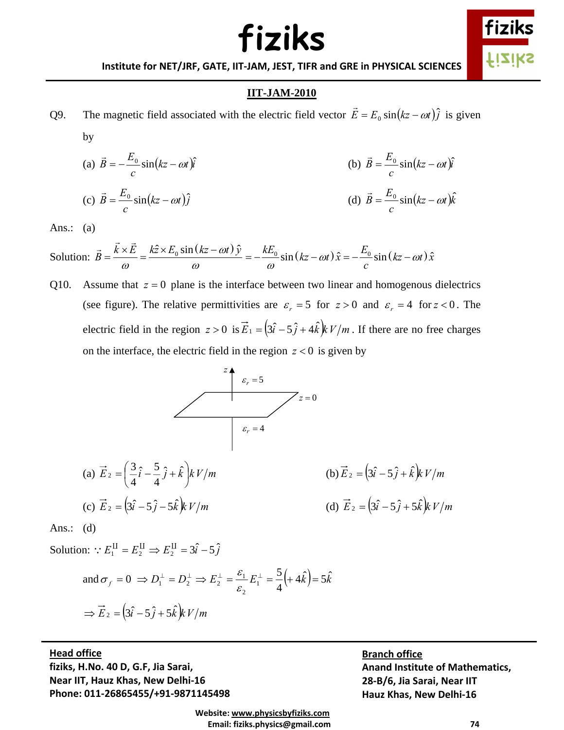## IIT-JAM-2010

Q9. The magnetic field associated with the electric field vector $\vec{E} = E_0 \sin(kz - \omega t)\hat{j}$ is given by

(a) $\vec{B} = -\dfrac{E_0}{c}\sin(kz - \omega t)\hat{i}$

(b) $\vec{B} = \dfrac{E_0}{c}\sin(kz - \omega t)\hat{i}$

(c) $\vec{B} = \dfrac{E_0}{c}\sin(kz - \omega t)\hat{j}$

(d) $\vec{B} = \dfrac{E_0}{c}\sin(kz - \omega t)\hat{k}$

Ans.: (a)

Solution: $\vec{B} = \dfrac{\vec{k} \times \vec{E}}{\omega} = \dfrac{k\hat{z} \times E_0 \sin(kz - \omega t)\,\hat{y}}{\omega} = -\dfrac{kE_0}{\omega}\sin(kz - \omega t)\,\hat{x} = -\dfrac{E_0}{c}\sin(kz - \omega t)\,\hat{x}$

Q10. Assume that $z = 0$ plane is the interface between two linear and homogenous dielectrics (see figure). The relative permittivities are $\varepsilon_r = 5$ for $z > 0$ and $\varepsilon_r = 4$ for $z < 0$. The electric field in the region $z > 0$ is $\vec{E}_1 = (3\hat{i} - 5\hat{j} + 4\hat{k})\, kV/m$. If there are no free charges on the interface, the electric field in the region $z < 0$ is given by

(a) $\vec{E}_2 = \left(\dfrac{3}{4}\hat{i} - \dfrac{5}{4}\hat{j} + \hat{k}\right) kV/m$

(b) $\vec{E}_2 = (3\hat{i} - 5\hat{j} + \hat{k})\, kV/m$

(c) $\vec{E}_2 = (3\hat{i} - 5\hat{j} - 5\hat{k})\, kV/m$

(d) $\vec{E}_2 = (3\hat{i} - 5\hat{j} + 5\hat{k})\, kV/m$

Ans.: (d)

Solution: $\because E_1^{\text{II}} = E_2^{\text{II}} \Rightarrow E_2^{\text{II}} = 3\hat{i} - 5\hat{j}$

and $\sigma_f = 0 \Rightarrow D_1^{\perp} = D_2^{\perp} \Rightarrow E_2^{\perp} = \dfrac{\varepsilon_1}{\varepsilon_2} E_1^{\perp} = \dfrac{5}{4}\left(+4\hat{k}\right) = 5\hat{k}$

$\Rightarrow \vec{E}_2 = (3\hat{i} - 5\hat{j} + 5\hat{k})\, kV/m$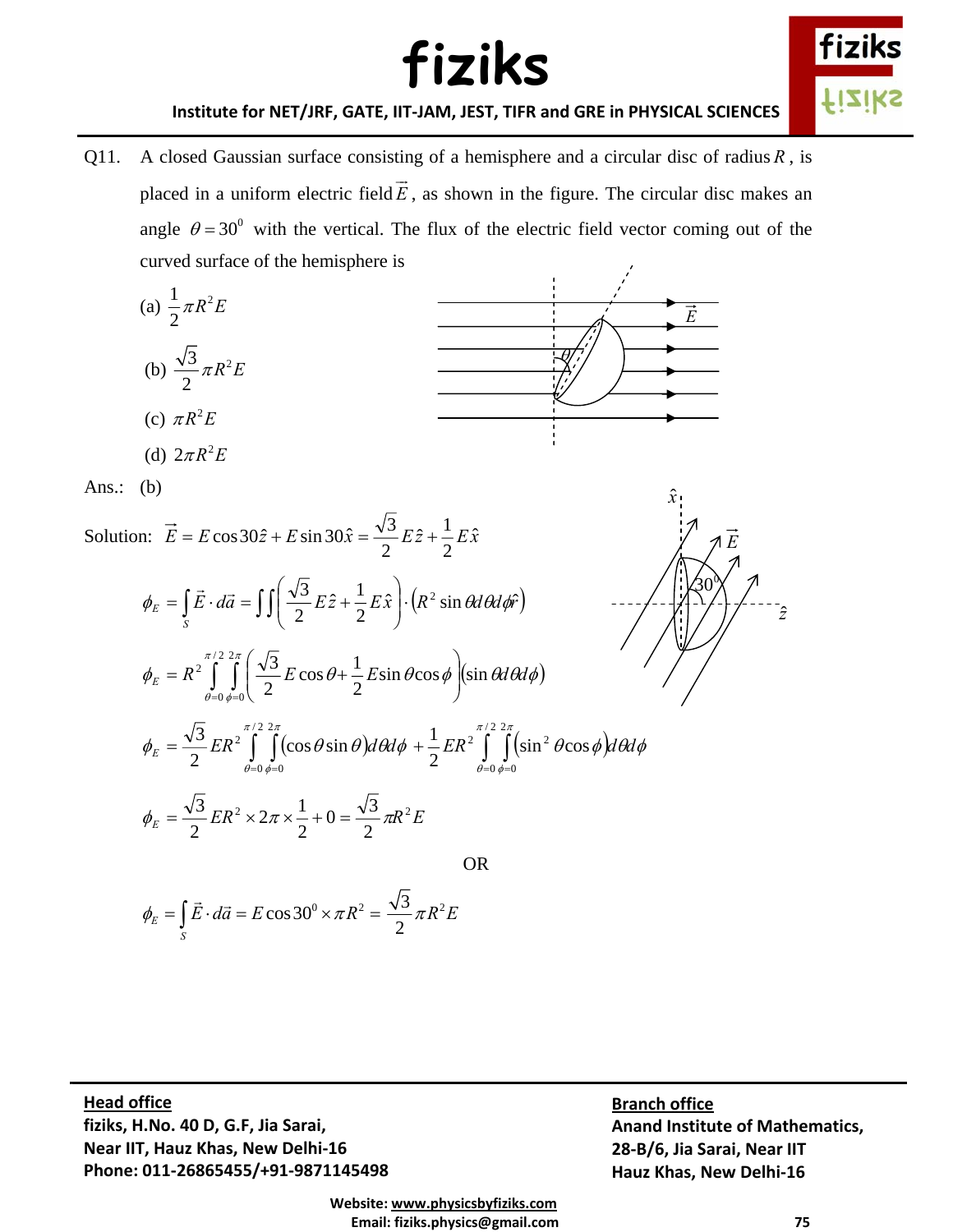Q11. A closed Gaussian surface consisting of a hemisphere and a circular disc of radius $R$, is placed in a uniform electric field $\vec{E}$, as shown in the figure. The circular disc makes an angle $\theta = 30^0$ with the vertical. The flux of the electric field vector coming out of the curved surface of the hemisphere is

(a) $\frac{1}{2}\pi R^2 E$

(b) $\frac{\sqrt{3}}{2}\pi R^2 E$

(c) $\pi R^2 E$

(d) $2\pi R^2 E$

Ans.: (b)

Solution: $\vec{E} = E\cos 30\hat{z} + E\sin 30\hat{x} = \frac{\sqrt{3}}{2}E\hat{z} + \frac{1}{2}E\hat{x}$

$$\phi_E = \int_S \vec{E}\cdot d\vec{a} = \iint\left(\frac{\sqrt{3}}{2}E\hat{z} + \frac{1}{2}E\hat{x}\right)\cdot\left(R^2\sin\theta d\theta d\phi\hat{r}\right)$$

$$\phi_E = R^2\int_{\theta=0}^{\pi/2}\int_{\phi=0}^{2\pi}\left(\frac{\sqrt{3}}{2}E\cos\theta + \frac{1}{2}E\sin\theta\cos\phi\right)\left(\sin\theta d\theta d\phi\right)$$

$$\phi_E = \frac{\sqrt{3}}{2}ER^2\int_{\theta=0}^{\pi/2}\int_{\phi=0}^{2\pi}\left(\cos\theta\sin\theta\right)d\theta d\phi + \frac{1}{2}ER^2\int_{\theta=0}^{\pi/2}\int_{\phi=0}^{2\pi}\left(\sin^2\theta\cos\phi\right)d\theta d\phi$$

$$\phi_E = \frac{\sqrt{3}}{2}ER^2\times 2\pi\times\frac{1}{2} + 0 = \frac{\sqrt{3}}{2}\pi R^2 E$$

OR

$$\phi_E = \int_S \vec{E}\cdot d\vec{a} = E\cos 30^0\times\pi R^2 = \frac{\sqrt{3}}{2}\pi R^2 E$$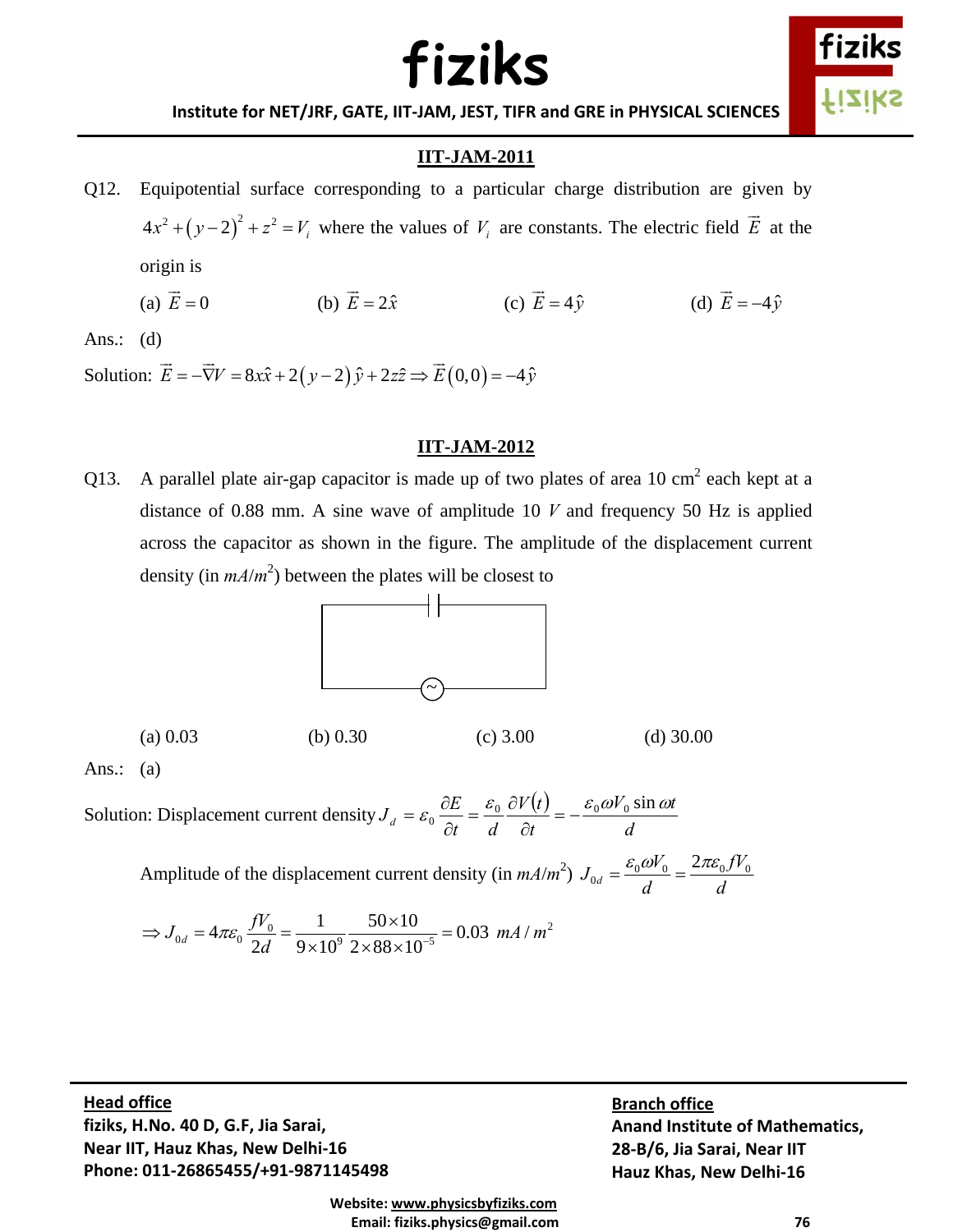## IIT-JAM-2011

Q12. Equipotential surface corresponding to a particular charge distribution are given by $4x^2 + (y-2)^2 + z^2 = V_i$ where the values of $V_i$ are constants. The electric field $\vec{E}$ at the origin is

(a) $\vec{E} = 0$ (b) $\vec{E} = 2\hat{x}$ (c) $\vec{E} = 4\hat{y}$ (d) $\vec{E} = -4\hat{y}$

Ans.: (d)

Solution: $\vec{E} = -\vec{\nabla}V = 8x\hat{x} + 2(y-2)\hat{y} + 2z\hat{z} \Rightarrow \vec{E}(0,0) = -4\hat{y}$

## IIT-JAM-2012

Q13. A parallel plate air-gap capacitor is made up of two plates of area 10 cm$^2$ each kept at a distance of 0.88 mm. A sine wave of amplitude 10 $V$ and frequency 50 Hz is applied across the capacitor as shown in the figure. The amplitude of the displacement current density (in $mA/m^2$) between the plates will be closest to

(a) 0.03 (b) 0.30 (c) 3.00 (d) 30.00

Ans.: (a)

Solution: Displacement current density $J_d = \varepsilon_0 \dfrac{\partial E}{\partial t} = \dfrac{\varepsilon_0}{d}\dfrac{\partial V(t)}{\partial t} = -\dfrac{\varepsilon_0 \omega V_0 \sin \omega t}{d}$

Amplitude of the displacement current density (in $mA/m^2$) $J_{0d} = \dfrac{\varepsilon_0 \omega V_0}{d} = \dfrac{2\pi\varepsilon_0 f V_0}{d}$

$$\Rightarrow J_{0d} = 4\pi\varepsilon_0 \frac{fV_0}{2d} = \frac{1}{9\times10^9}\frac{50\times10}{2\times88\times10^{-5}} = 0.03\ \ mA/m^2$$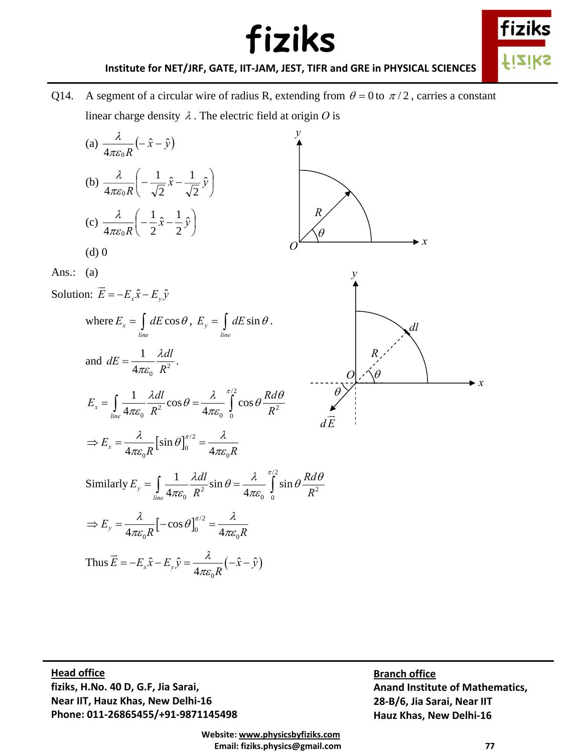Q14. A segment of a circular wire of radius R, extending from $\theta = 0$ to $\pi/2$, carries a constant linear charge density $\lambda$. The electric field at origin $O$ is

(a) $\frac{\lambda}{4\pi\varepsilon_0 R}\left(-\hat{x}-\hat{y}\right)$

(b) $\frac{\lambda}{4\pi\varepsilon_0 R}\left(-\frac{1}{\sqrt{2}}\hat{x}-\frac{1}{\sqrt{2}}\hat{y}\right)$

(c) $\frac{\lambda}{4\pi\varepsilon_0 R}\left(-\frac{1}{2}\hat{x}-\frac{1}{2}\hat{y}\right)$

(d) 0

Ans.: (a)

Solution: $\vec{E} = -E_x\hat{x} - E_y\hat{y}$

where $E_x = \int\limits_{line} dE\cos\theta$, $E_y = \int\limits_{line} dE\sin\theta$.

and $dE = \frac{1}{4\pi\varepsilon_0}\frac{\lambda dl}{R^2}$.

$$E_x = \int\limits_{line}\frac{1}{4\pi\varepsilon_0}\frac{\lambda dl}{R^2}\cos\theta = \frac{\lambda}{4\pi\varepsilon_0}\int\limits_0^{\pi/2}\cos\theta\frac{Rd\theta}{R^2}$$

$$\Rightarrow E_x = \frac{\lambda}{4\pi\varepsilon_0 R}\left[\sin\theta\right]_0^{\pi/2} = \frac{\lambda}{4\pi\varepsilon_0 R}$$

Similarly $E_y = \int\limits_{line}\frac{1}{4\pi\varepsilon_0}\frac{\lambda dl}{R^2}\sin\theta = \frac{\lambda}{4\pi\varepsilon_0}\int\limits_0^{\pi/2}\sin\theta\frac{Rd\theta}{R^2}$

$$\Rightarrow E_y = \frac{\lambda}{4\pi\varepsilon_0 R}\left[-\cos\theta\right]_0^{\pi/2} = \frac{\lambda}{4\pi\varepsilon_0 R}$$

Thus $\vec{E} = -E_x\hat{x} - E_y\hat{y} = \frac{\lambda}{4\pi\varepsilon_0 R}\left(-\hat{x}-\hat{y}\right)$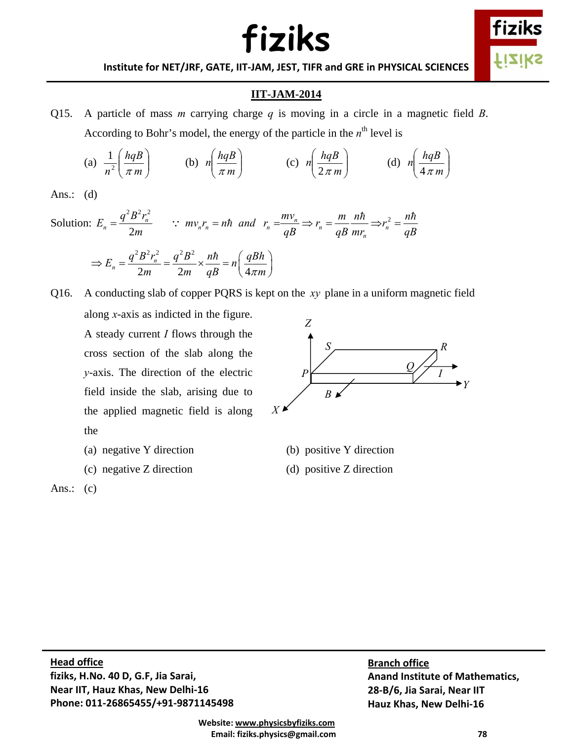## IIT-JAM-2014

Q15. A particle of mass $m$ carrying charge $q$ is moving in a circle in a magnetic field $B$. According to Bohr's model, the energy of the particle in the $n^{\text{th}}$ level is

(a) $\frac{1}{n^2}\left(\frac{hqB}{\pi m}\right)$ (b) $n\left(\frac{hqB}{\pi m}\right)$ (c) $n\left(\frac{hqB}{2\pi m}\right)$ (d) $n\left(\frac{hqB}{4\pi m}\right)$

Ans.: (d)

Solution: $E_n = \frac{q^2B^2r_n^2}{2m}$ $\quad \because\ mv_n r_n = n\hbar$ *and* $r_n = \frac{mv_n}{qB} \Rightarrow r_n = \frac{m}{qB}\frac{n\hbar}{mr_n} \Rightarrow r_n^2 = \frac{n\hbar}{qB}$

$$\Rightarrow E_n = \frac{q^2B^2r_n^2}{2m} = \frac{q^2B^2}{2m} \times \frac{n\hbar}{qB} = n\left(\frac{qBh}{4\pi m}\right)$$

Q16. A conducting slab of copper PQRS is kept on the $xy$ plane in a uniform magnetic field along $x$-axis as indicted in the figure. A steady current $I$ flows through the cross section of the slab along the $y$-axis. The direction of the electric field inside the slab, arising due to the applied magnetic field is along the

(a) negative Y direction (b) positive Y direction

(c) negative Z direction (d) positive Z direction

Ans.: (c)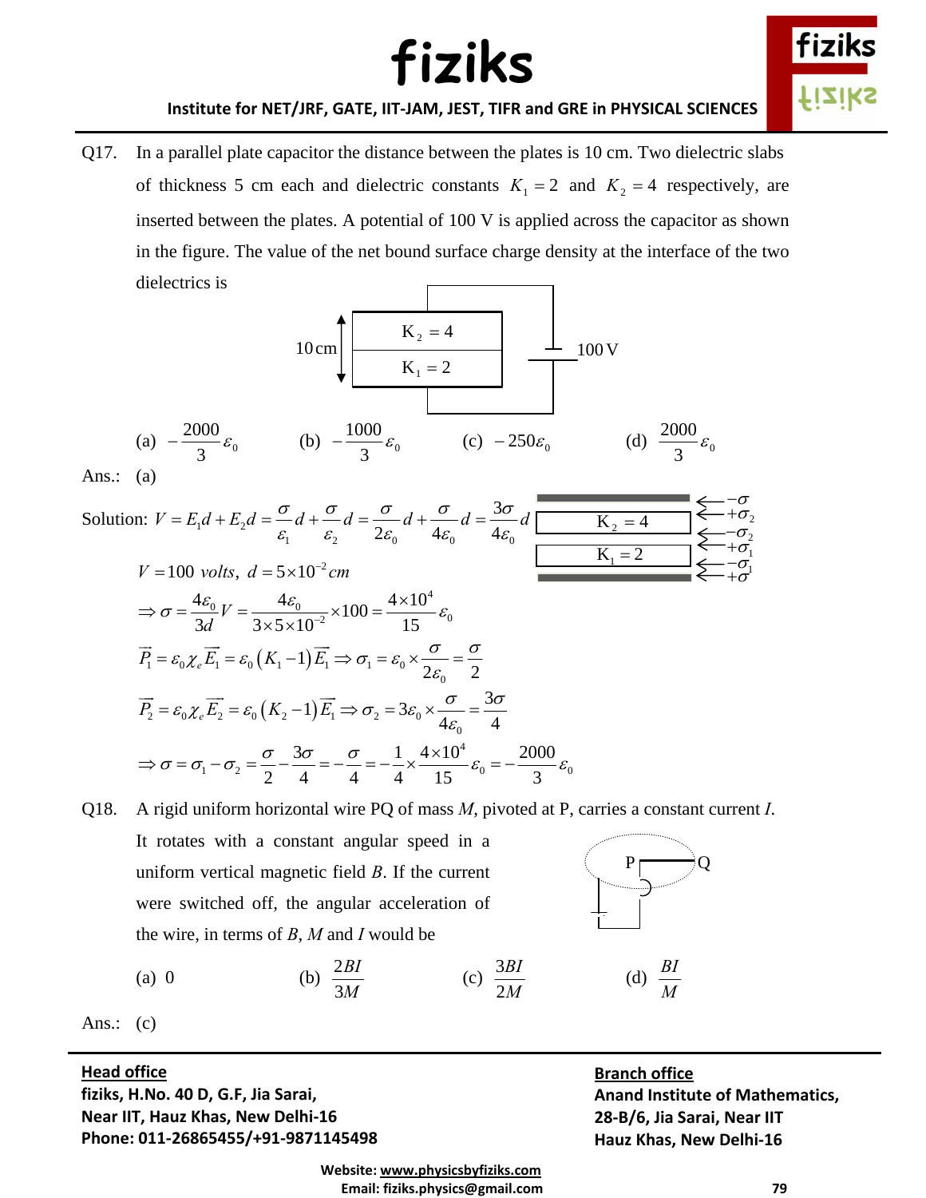Q17. In a parallel plate capacitor the distance between the plates is 10 cm. Two dielectric slabs of thickness 5 cm each and dielectric constants $K_1 = 2$ and $K_2 = 4$ respectively, are inserted between the plates. A potential of 100 V is applied across the capacitor as shown in the figure. The value of the net bound surface charge density at the interface of the two dielectrics is

(a) $-\dfrac{2000}{3}\varepsilon_0$ (b) $-\dfrac{1000}{3}\varepsilon_0$ (c) $-250\varepsilon_0$ (d) $\dfrac{2000}{3}\varepsilon_0$

Ans.: (a)

Solution: $V = E_1 d + E_2 d = \dfrac{\sigma}{\varepsilon_1}d + \dfrac{\sigma}{\varepsilon_2}d = \dfrac{\sigma}{2\varepsilon_0}d + \dfrac{\sigma}{4\varepsilon_0}d = \dfrac{3\sigma}{4\varepsilon_0}d$

$V = 100\ volts,\ d = 5\times10^{-2}cm$

$$\Rightarrow \sigma = \frac{4\varepsilon_0}{3d}V = \frac{4\varepsilon_0}{3\times5\times10^{-2}}\times100 = \frac{4\times10^4}{15}\varepsilon_0$$

$$\vec{P_1} = \varepsilon_0\chi_e\vec{E_1} = \varepsilon_0(K_1 - 1)\vec{E_1} \Rightarrow \sigma_1 = \varepsilon_0\times\frac{\sigma}{2\varepsilon_0} = \frac{\sigma}{2}$$

$$\vec{P_2} = \varepsilon_0\chi_e\vec{E_2} = \varepsilon_0(K_2 - 1)\vec{E_1} \Rightarrow \sigma_2 = 3\varepsilon_0\times\frac{\sigma}{4\varepsilon_0} = \frac{3\sigma}{4}$$

$$\Rightarrow \sigma = \sigma_1 - \sigma_2 = \frac{\sigma}{2} - \frac{3\sigma}{4} = -\frac{\sigma}{4} = -\frac{1}{4}\times\frac{4\times10^4}{15}\varepsilon_0 = -\frac{2000}{3}\varepsilon_0$$

Q18. A rigid uniform horizontal wire PQ of mass $M$, pivoted at P, carries a constant current $I$. It rotates with a constant angular speed in a uniform vertical magnetic field $B$. If the current were switched off, the angular acceleration of the wire, in terms of $B$, $M$ and $I$ would be

(a) 0 (b) $\dfrac{2BI}{3M}$ (c) $\dfrac{3BI}{2M}$ (d) $\dfrac{BI}{M}$

Ans.: (c)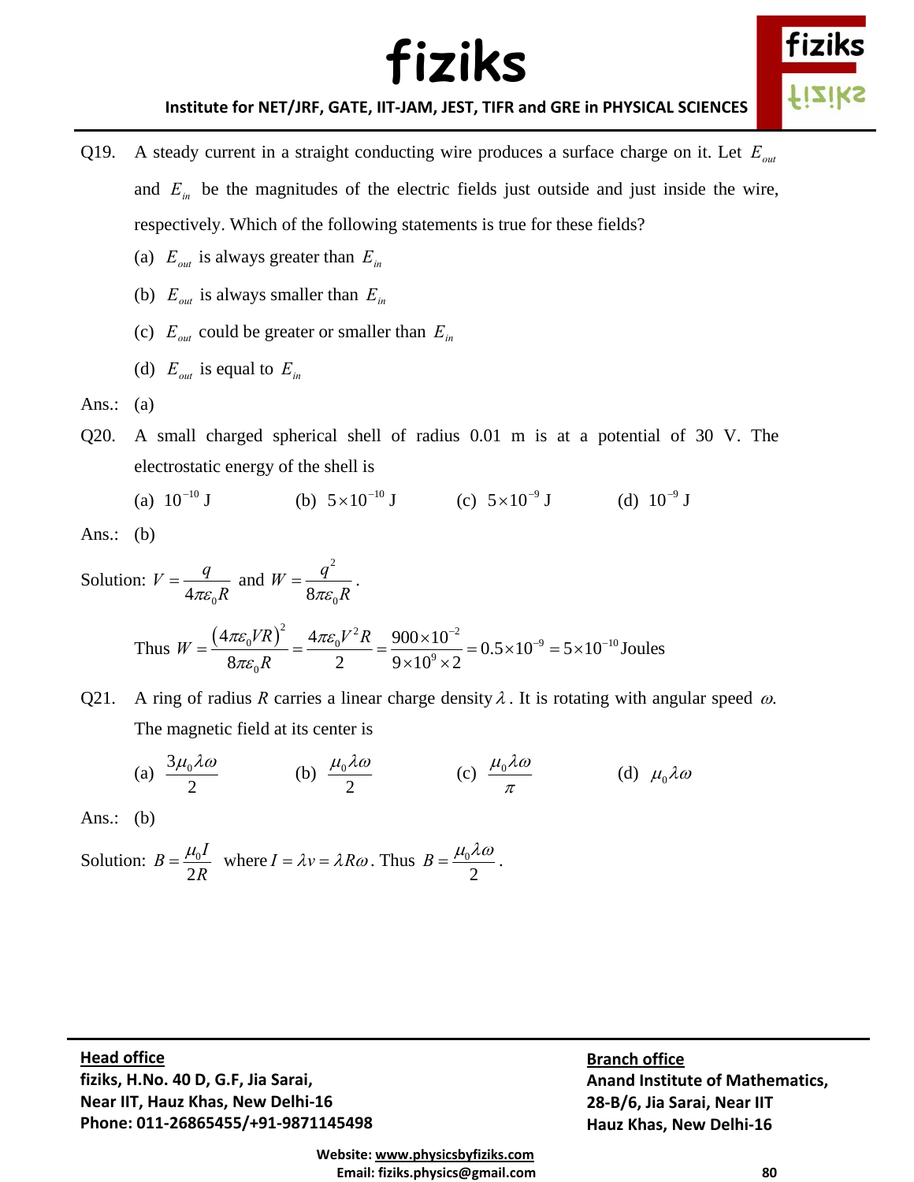Q19. A steady current in a straight conducting wire produces a surface charge on it. Let $E_{out}$ and $E_{in}$ be the magnitudes of the electric fields just outside and just inside the wire, respectively. Which of the following statements is true for these fields?

(a) $E_{out}$ is always greater than $E_{in}$

(b) $E_{out}$ is always smaller than $E_{in}$

(c) $E_{out}$ could be greater or smaller than $E_{in}$

(d) $E_{out}$ is equal to $E_{in}$

Ans.: (a)

Q20. A small charged spherical shell of radius 0.01 m is at a potential of 30 V. The electrostatic energy of the shell is

(a) $10^{-10}$ J (b) $5\times10^{-10}$ J (c) $5\times10^{-9}$ J (d) $10^{-9}$ J

Ans.: (b)

Solution: $V = \dfrac{q}{4\pi\varepsilon_0 R}$ and $W = \dfrac{q^2}{8\pi\varepsilon_0 R}$.

$$\text{Thus } W = \frac{\left(4\pi\varepsilon_0 VR\right)^2}{8\pi\varepsilon_0 R} = \frac{4\pi\varepsilon_0 V^2 R}{2} = \frac{900\times10^{-2}}{9\times10^9\times2} = 0.5\times10^{-9} = 5\times10^{-10}\,\text{Joules}$$

Q21. A ring of radius $R$ carries a linear charge density $\lambda$. It is rotating with angular speed $\omega$. The magnetic field at its center is

(a) $\dfrac{3\mu_0\lambda\omega}{2}$ (b) $\dfrac{\mu_0\lambda\omega}{2}$ (c) $\dfrac{\mu_0\lambda\omega}{\pi}$ (d) $\mu_0\lambda\omega$

Ans.: (b)

Solution: $B = \dfrac{\mu_0 I}{2R}$ where $I = \lambda v = \lambda R\omega$. Thus $B = \dfrac{\mu_0\lambda\omega}{2}$.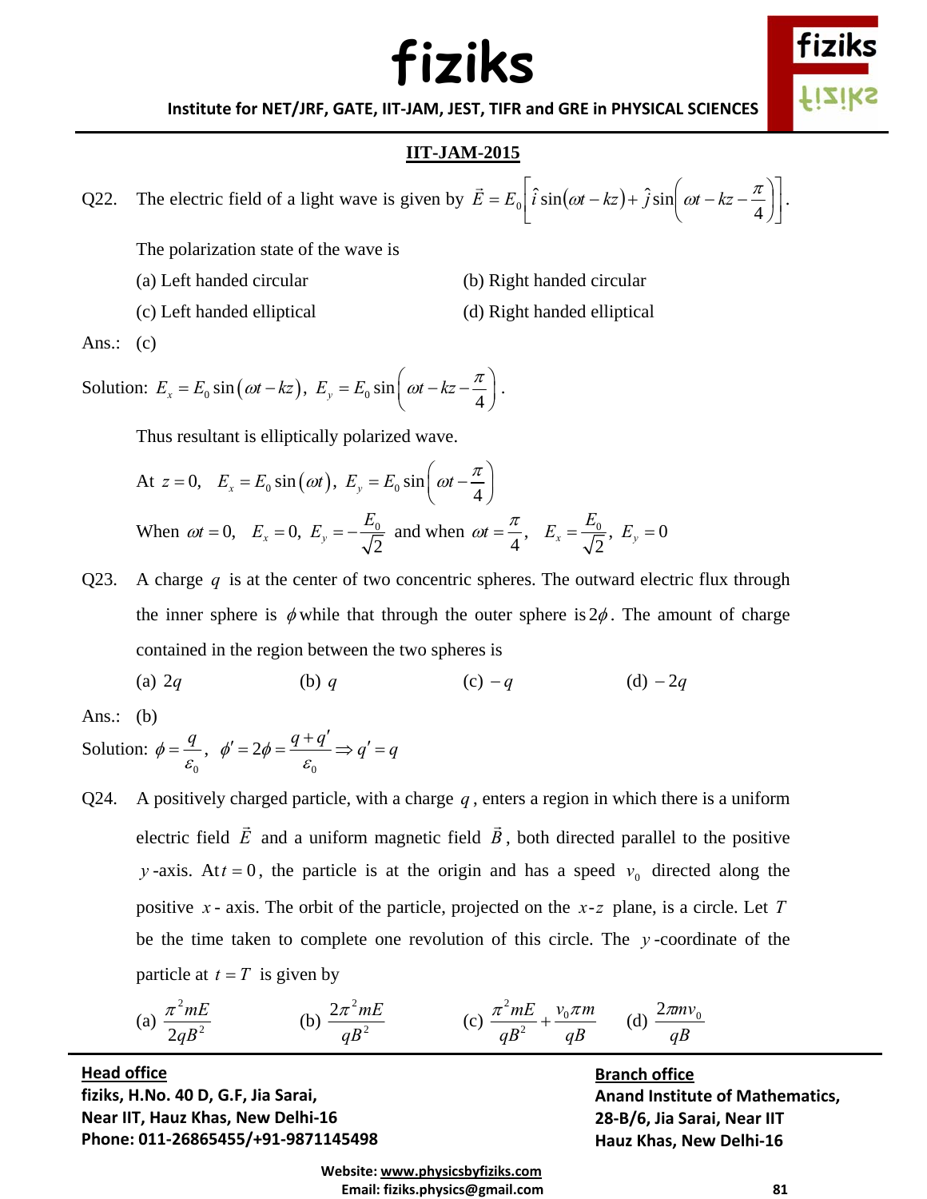## IIT-JAM-2015

Q22. The electric field of a light wave is given by $\vec{E} = E_0\left[\hat{i}\sin(\omega t - kz) + \hat{j}\sin\left(\omega t - kz - \frac{\pi}{4}\right)\right]$.

The polarization state of the wave is

(a) Left handed circular  (b) Right handed circular

(c) Left handed elliptical  (d) Right handed elliptical

Ans.: (c)

Solution: $E_x = E_0\sin(\omega t - kz),\ E_y = E_0\sin\left(\omega t - kz - \frac{\pi}{4}\right)$.

Thus resultant is elliptically polarized wave.

At $z = 0$, $E_x = E_0\sin(\omega t),\ E_y = E_0\sin\left(\omega t - \frac{\pi}{4}\right)$

When $\omega t = 0$, $E_x = 0,\ E_y = -\frac{E_0}{\sqrt{2}}$ and when $\omega t = \frac{\pi}{4}$, $E_x = \frac{E_0}{\sqrt{2}},\ E_y = 0$

Q23. A charge $q$ is at the center of two concentric spheres. The outward electric flux through the inner sphere is $\phi$ while that through the outer sphere is $2\phi$. The amount of charge contained in the region between the two spheres is

(a) $2q$  (b) $q$  (c) $-q$  (d) $-2q$

Ans.: (b)

Solution: $\phi = \frac{q}{\varepsilon_0},\ \phi' = 2\phi = \frac{q+q'}{\varepsilon_0} \Rightarrow q' = q$

Q24. A positively charged particle, with a charge $q$, enters a region in which there is a uniform electric field $\vec{E}$ and a uniform magnetic field $\vec{B}$, both directed parallel to the positive $y$-axis. At $t = 0$, the particle is at the origin and has a speed $v_0$ directed along the positive $x$-axis. The orbit of the particle, projected on the $x$-$z$ plane, is a circle. Let $T$ be the time taken to complete one revolution of this circle. The $y$-coordinate of the particle at $t = T$ is given by

(a) $\frac{\pi^2 mE}{2qB^2}$  (b) $\frac{2\pi^2 mE}{qB^2}$  (c) $\frac{\pi^2 mE}{qB^2} + \frac{v_0\pi m}{qB}$  (d) $\frac{2\pi m v_0}{qB}$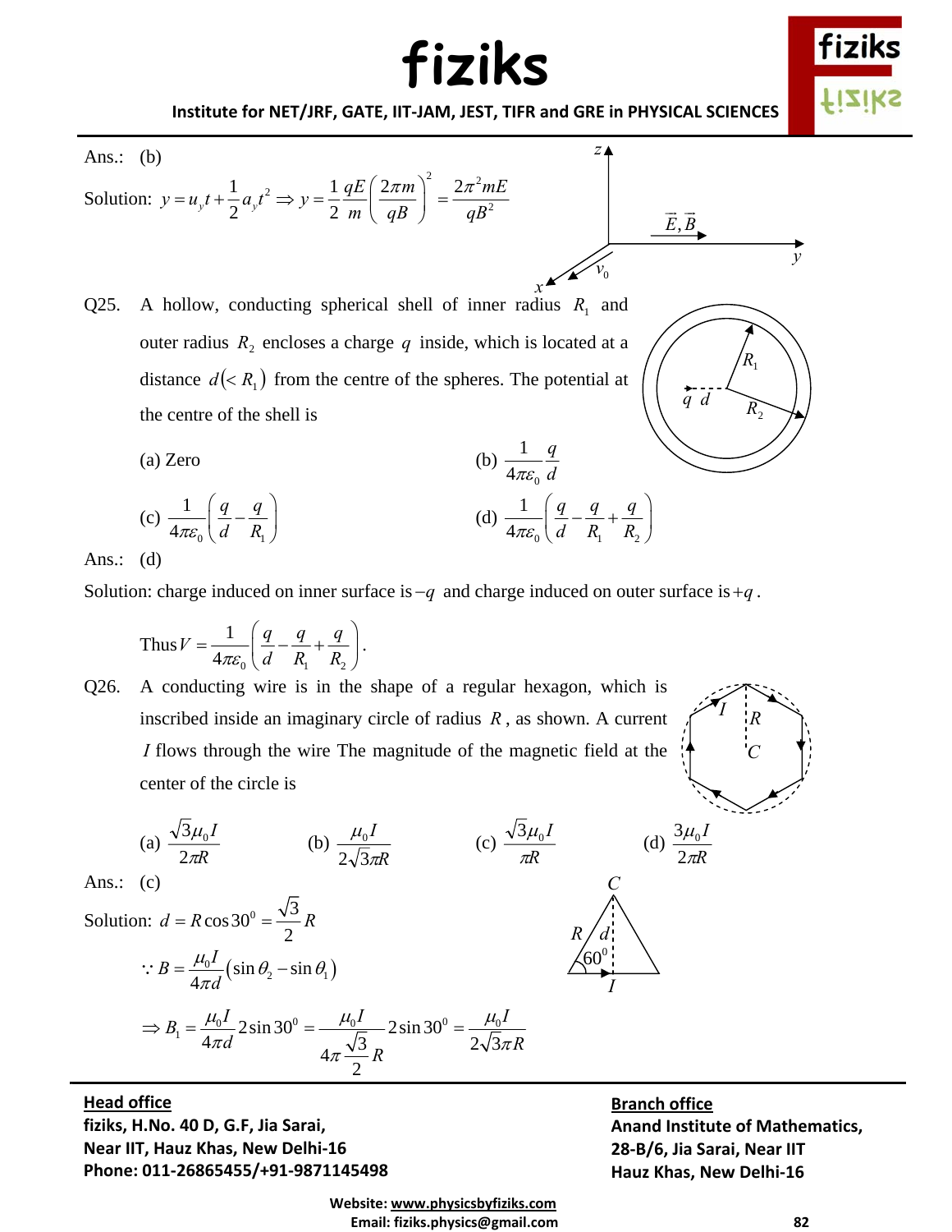Ans.: (b)

Solution: $y = u_y t + \frac{1}{2} a_y t^2 \Rightarrow y = \frac{1}{2} \frac{qE}{m} \left( \frac{2\pi m}{qB} \right)^2 = \frac{2\pi^2 mE}{qB^2}$

Q25. A hollow, conducting spherical shell of inner radius $R_1$ and outer radius $R_2$ encloses a charge $q$ inside, which is located at a distance $d (< R_1)$ from the centre of the spheres. The potential at the centre of the shell is

(a) Zero

(b) $\frac{1}{4\pi\varepsilon_0} \frac{q}{d}$

(c) $\frac{1}{4\pi\varepsilon_0} \left( \frac{q}{d} - \frac{q}{R_1} \right)$

(d) $\frac{1}{4\pi\varepsilon_0} \left( \frac{q}{d} - \frac{q}{R_1} + \frac{q}{R_2} \right)$

Ans.: (d)

Solution: charge induced on inner surface is $-q$ and charge induced on outer surface is $+q$.

$$\text{Thus } V = \frac{1}{4\pi\varepsilon_0} \left( \frac{q}{d} - \frac{q}{R_1} + \frac{q}{R_2} \right).$$

Q26. A conducting wire is in the shape of a regular hexagon, which is inscribed inside an imaginary circle of radius $R$, as shown. A current $I$ flows through the wire The magnitude of the magnetic field at the center of the circle is

(a) $\frac{\sqrt{3}\mu_0 I}{2\pi R}$

(b) $\frac{\mu_0 I}{2\sqrt{3}\pi R}$

(c) $\frac{\sqrt{3}\mu_0 I}{\pi R}$

(d) $\frac{3\mu_0 I}{2\pi R}$

Ans.: (c)

Solution: $d = R\cos 30^0 = \frac{\sqrt{3}}{2} R$

$$\because B = \frac{\mu_0 I}{4\pi d} \left( \sin\theta_2 - \sin\theta_1 \right)$$

$$\Rightarrow B_1 = \frac{\mu_0 I}{4\pi d} 2\sin 30^0 = \frac{\mu_0 I}{4\pi \frac{\sqrt{3}}{2} R} 2\sin 30^0 = \frac{\mu_0 I}{2\sqrt{3}\pi R}$$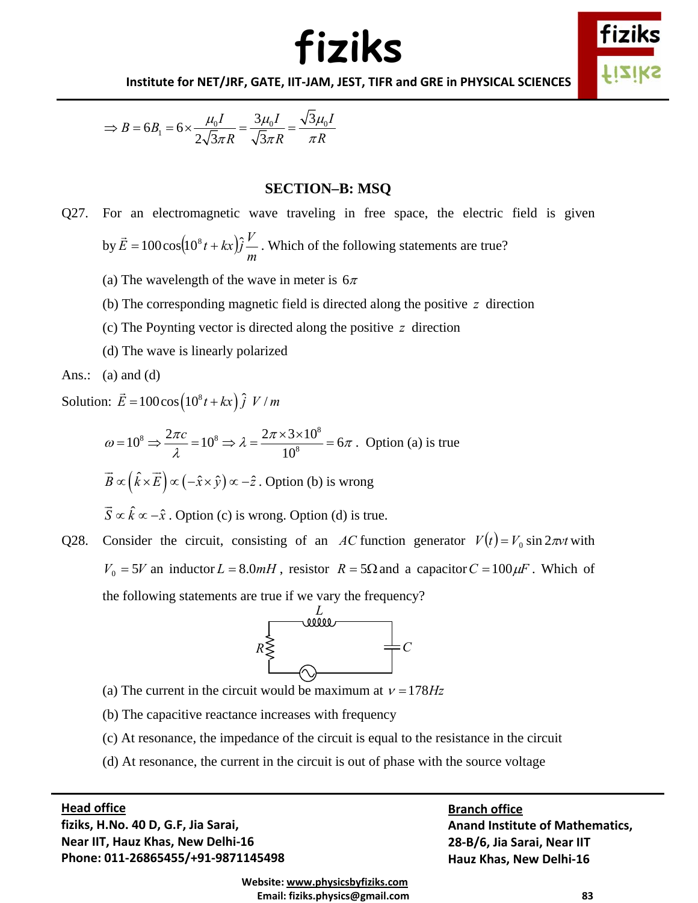$$\Rightarrow B = 6B_1 = 6 \times \frac{\mu_0 I}{2\sqrt{3}\pi R} = \frac{3\mu_0 I}{\sqrt{3}\pi R} = \frac{\sqrt{3}\mu_0 I}{\pi R}$$

## SECTION–B: MSQ

Q27. For an electromagnetic wave traveling in free space, the electric field is given by $\vec{E} = 100\cos\left(10^8 t + kx\right)\hat{j}\frac{V}{m}$. Which of the following statements are true?

(a) The wavelength of the wave in meter is $6\pi$

(b) The corresponding magnetic field is directed along the positive $z$ direction

(c) The Poynting vector is directed along the positive $z$ direction

(d) The wave is linearly polarized

Ans.: (a) and (d)

Solution: $\vec{E} = 100\cos\left(10^8 t + kx\right)\hat{j}\ V/m$

$\omega = 10^8 \Rightarrow \frac{2\pi c}{\lambda} = 10^8 \Rightarrow \lambda = \frac{2\pi \times 3 \times 10^8}{10^8} = 6\pi$. Option (a) is true

$\vec{B} \propto \left(\hat{k} \times \vec{E}\right) \propto \left(-\hat{x} \times \hat{y}\right) \propto -\hat{z}$. Option (b) is wrong

$\vec{S} \propto \hat{k} \propto -\hat{x}$. Option (c) is wrong. Option (d) is true.

Q28. Consider the circuit, consisting of an $AC$ function generator $V(t) = V_0 \sin 2\pi\nu t$ with $V_0 = 5V$ an inductor $L = 8.0mH$, resistor $R = 5\Omega$ and a capacitor $C = 100\mu F$. Which of the following statements are true if we vary the frequency?

(a) The current in the circuit would be maximum at $\nu = 178Hz$

(b) The capacitive reactance increases with frequency

(c) At resonance, the impedance of the circuit is equal to the resistance in the circuit

(d) At resonance, the current in the circuit is out of phase with the source voltage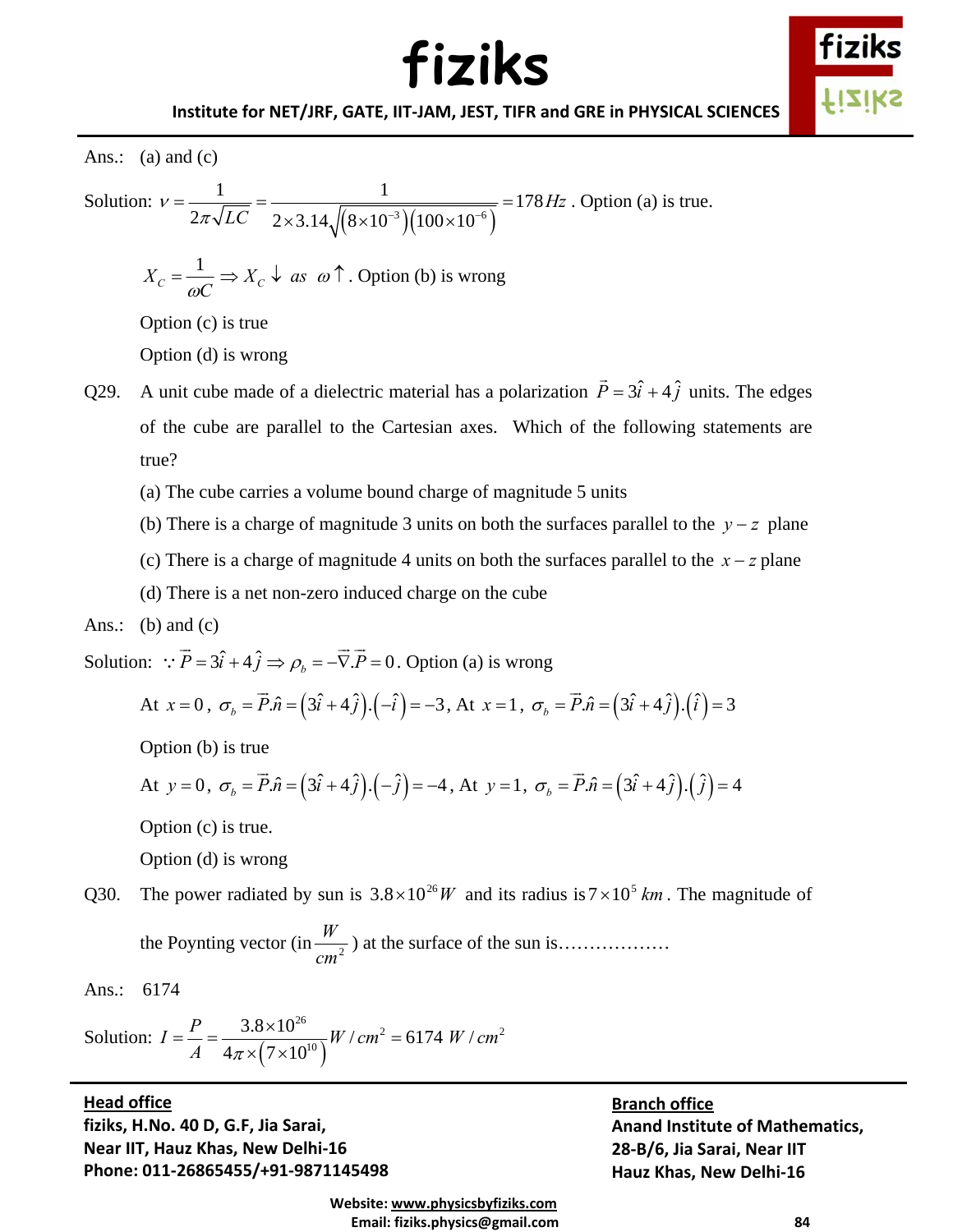Ans.: (a) and (c)

Solution: $\nu = \frac{1}{2\pi\sqrt{LC}} = \frac{1}{2\times 3.14\sqrt{\left(8\times10^{-3}\right)\left(100\times10^{-6}\right)}} = 178\,Hz$. Option (a) is true.

$X_C = \frac{1}{\omega C} \Rightarrow X_C \downarrow \text{ as } \omega\uparrow$. Option (b) is wrong

Option (c) is true

Option (d) is wrong

Q29. A unit cube made of a dielectric material has a polarization $\vec{P} = 3\hat{i} + 4\hat{j}$ units. The edges of the cube are parallel to the Cartesian axes. Which of the following statements are true?

(a) The cube carries a volume bound charge of magnitude 5 units

(b) There is a charge of magnitude 3 units on both the surfaces parallel to the $y-z$ plane

(c) There is a charge of magnitude 4 units on both the surfaces parallel to the $x-z$ plane

(d) There is a net non-zero induced charge on the cube

Ans.: (b) and (c)

Solution: $\because \vec{P} = 3\hat{i} + 4\hat{j} \Rightarrow \rho_b = -\vec{\nabla}.\vec{P} = 0$. Option (a) is wrong

At $x = 0$, $\sigma_b = \vec{P}.\hat{n} = \left(3\hat{i} + 4\hat{j}\right).\left(-\hat{i}\right) = -3$, At $x = 1$, $\sigma_b = \vec{P}.\hat{n} = \left(3\hat{i} + 4\hat{j}\right).\left(\hat{i}\right) = 3$

Option (b) is true

At $y = 0$, $\sigma_b = \vec{P}.\hat{n} = \left(3\hat{i} + 4\hat{j}\right).\left(-\hat{j}\right) = -4$, At $y = 1$, $\sigma_b = \vec{P}.\hat{n} = \left(3\hat{i} + 4\hat{j}\right).\left(\hat{j}\right) = 4$

Option (c) is true.

Option (d) is wrong

Q30. The power radiated by sun is $3.8\times10^{26}\,W$ and its radius is $7\times10^{5}\,km$. The magnitude of the Poynting vector (in $\frac{W}{cm^2}$) at the surface of the sun is………………

Ans.: 6174

Solution: $I = \frac{P}{A} = \frac{3.8\times10^{26}}{4\pi\times\left(7\times10^{10}\right)^2}\,W/cm^2 = 6174\,W/cm^2$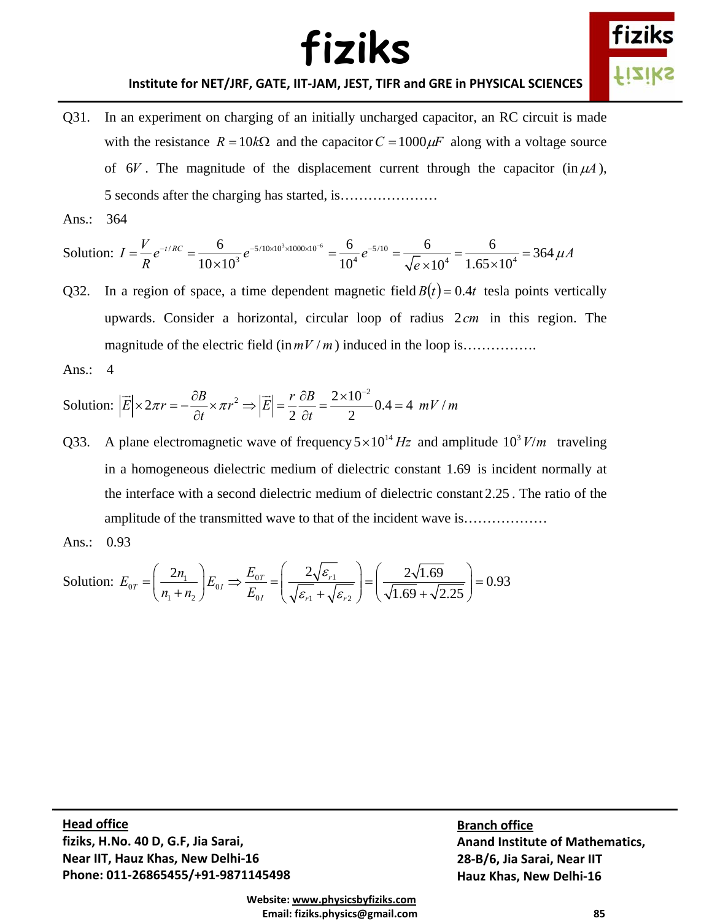Q31. In an experiment on charging of an initially uncharged capacitor, an RC circuit is made with the resistance $R = 10k\Omega$ and the capacitor $C = 1000\mu F$ along with a voltage source of $6V$. The magnitude of the displacement current through the capacitor (in $\mu A$), 5 seconds after the charging has started, is…………………

Ans.: 364

Solution: $I = \frac{V}{R}e^{-t/RC} = \frac{6}{10\times10^3}e^{-5/10\times10^3\times1000\times10^{-6}} = \frac{6}{10^4}e^{-5/10} = \frac{6}{\sqrt{e}\times10^4} = \frac{6}{1.65\times10^4} = 364\,\mu A$

Q32. In a region of space, a time dependent magnetic field $B(t) = 0.4t$ tesla points vertically upwards. Consider a horizontal, circular loop of radius $2\,cm$ in this region. The magnitude of the electric field (in $mV/m$) induced in the loop is…………….

Ans.: 4

Solution: $\left|\vec{E}\right|\times 2\pi r = -\frac{\partial B}{\partial t}\times \pi r^2 \Rightarrow \left|\vec{E}\right| = \frac{r}{2}\frac{\partial B}{\partial t} = \frac{2\times10^{-2}}{2}0.4 = 4\ mV/m$

Q33. A plane electromagnetic wave of frequency $5\times10^{14}\,Hz$ and amplitude $10^3\,V/m$ traveling in a homogeneous dielectric medium of dielectric constant 1.69 is incident normally at the interface with a second dielectric medium of dielectric constant 2.25. The ratio of the amplitude of the transmitted wave to that of the incident wave is………………

Ans.: 0.93

Solution: $E_{0T} = \left(\frac{2n_1}{n_1+n_2}\right)E_{0I} \Rightarrow \frac{E_{0T}}{E_{0I}} = \left(\frac{2\sqrt{\varepsilon_{r1}}}{\sqrt{\varepsilon_{r1}}+\sqrt{\varepsilon_{r2}}}\right) = \left(\frac{2\sqrt{1.69}}{\sqrt{1.69}+\sqrt{2.25}}\right) = 0.93$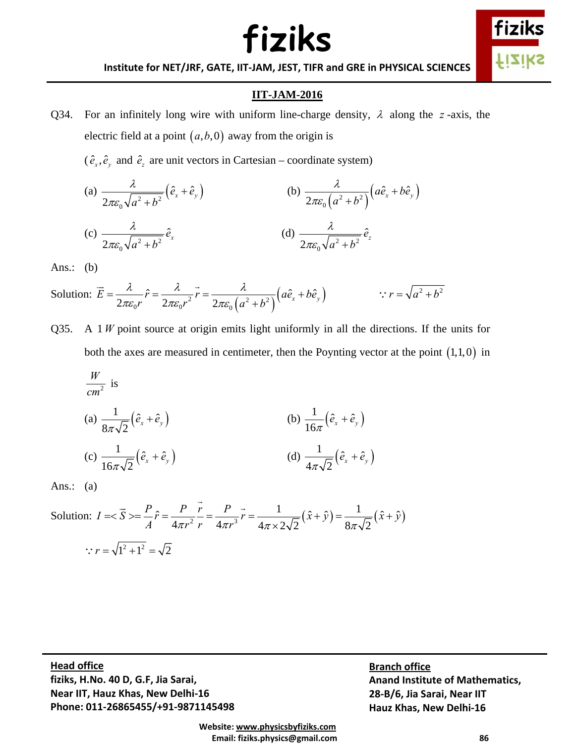## IIT-JAM-2016

Q34. For an infinitely long wire with uniform line-charge density, $\lambda$ along the $z$-axis, the electric field at a point $(a,b,0)$ away from the origin is

($\hat{e}_x, \hat{e}_y$ and $\hat{e}_z$ are unit vectors in Cartesian – coordinate system)

(a) $\dfrac{\lambda}{2\pi\varepsilon_0\sqrt{a^2+b^2}}\left(\hat{e}_x+\hat{e}_y\right)$

(b) $\dfrac{\lambda}{2\pi\varepsilon_0\left(a^2+b^2\right)}\left(a\hat{e}_x+b\hat{e}_y\right)$

(c) $\dfrac{\lambda}{2\pi\varepsilon_0\sqrt{a^2+b^2}}\hat{e}_x$

(d) $\dfrac{\lambda}{2\pi\varepsilon_0\sqrt{a^2+b^2}}\hat{e}_z$

Ans.: (b)

Solution: $\vec{E}=\dfrac{\lambda}{2\pi\varepsilon_0 r}\hat{r}=\dfrac{\lambda}{2\pi\varepsilon_0 r^2}\vec{r}=\dfrac{\lambda}{2\pi\varepsilon_0\left(a^2+b^2\right)}\left(a\hat{e}_x+b\hat{e}_y\right) \qquad \because r=\sqrt{a^2+b^2}$

Q35. A $1\,W$ point source at origin emits light uniformly in all the directions. If the units for both the axes are measured in centimeter, then the Poynting vector at the point $(1,1,0)$ in $\dfrac{W}{cm^2}$ is

(a) $\dfrac{1}{8\pi\sqrt{2}}\left(\hat{e}_x+\hat{e}_y\right)$

(b) $\dfrac{1}{16\pi}\left(\hat{e}_x+\hat{e}_y\right)$

(c) $\dfrac{1}{16\pi\sqrt{2}}\left(\hat{e}_x+\hat{e}_y\right)$

(d) $\dfrac{1}{4\pi\sqrt{2}}\left(\hat{e}_x+\hat{e}_y\right)$

Ans.: (a)

Solution: $I=<\vec{S}>=\dfrac{P}{A}\hat{r}=\dfrac{P}{4\pi r^2}\dfrac{\vec{r}}{r}=\dfrac{P}{4\pi r^3}\vec{r}=\dfrac{1}{4\pi\times 2\sqrt{2}}\left(\hat{x}+\hat{y}\right)=\dfrac{1}{8\pi\sqrt{2}}\left(\hat{x}+\hat{y}\right)$

$\because r=\sqrt{1^2+1^2}=\sqrt{2}$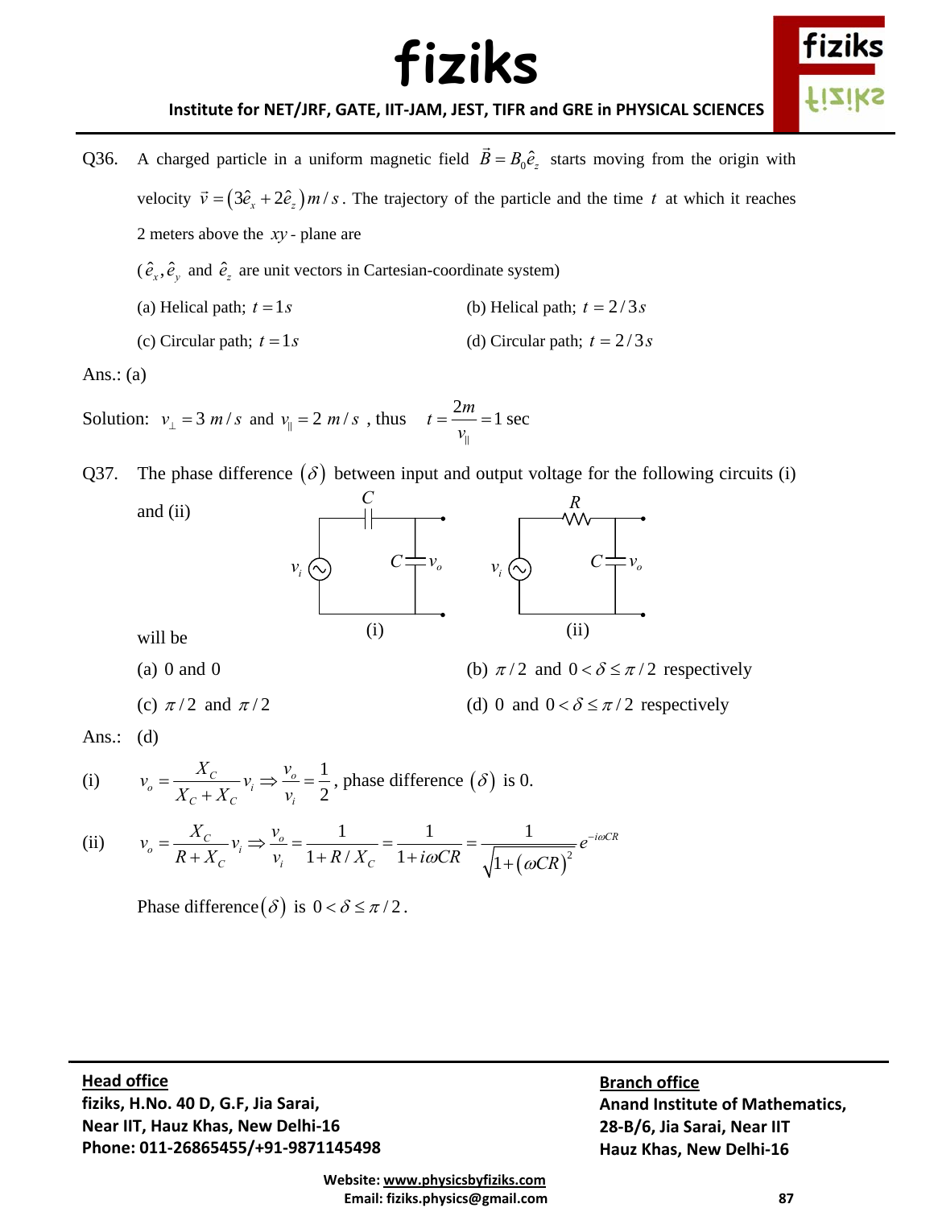Q36. A charged particle in a uniform magnetic field $\vec{B} = B_0\hat{e}_z$ starts moving from the origin with velocity $\vec{v} = (3\hat{e}_x + 2\hat{e}_z)\, m/s$. The trajectory of the particle and the time $t$ at which it reaches 2 meters above the $xy$ - plane are

($\hat{e}_x, \hat{e}_y$ and $\hat{e}_z$ are unit vectors in Cartesian-coordinate system)

(a) Helical path; $t = 1s$ (b) Helical path; $t = 2/3s$

(c) Circular path; $t = 1s$ (d) Circular path; $t = 2/3s$

Ans.: (a)

Solution: $v_\perp = 3\ m/s$ and $v_\parallel = 2\ m/s$ , thus $t = \dfrac{2m}{v_\parallel} = 1$ sec

Q37. The phase difference $(\delta)$ between input and output voltage for the following circuits (i) and (ii)

(i) Circuit: source $v_i$ with series capacitor $C$ and output $v_o$ taken across shunt capacitor $C$.

(ii) Circuit: source $v_i$ with series resistor $R$ and output $v_o$ taken across shunt capacitor $C$.

will be

(a) 0 and 0 (b) $\pi/2$ and $0 < \delta \le \pi/2$ respectively

(c) $\pi/2$ and $\pi/2$ (d) 0 and $0 < \delta \le \pi/2$ respectively

Ans.: (d)

(i) $v_o = \dfrac{X_C}{X_C + X_C} v_i \Rightarrow \dfrac{v_o}{v_i} = \dfrac{1}{2}$, phase difference $(\delta)$ is 0.

(ii) $v_o = \dfrac{X_C}{R + X_C} v_i \Rightarrow \dfrac{v_o}{v_i} = \dfrac{1}{1 + R/X_C} = \dfrac{1}{1 + i\omega CR} = \dfrac{1}{\sqrt{1 + (\omega CR)^2}} e^{-i\omega CR}$

Phase difference$(\delta)$ is $0 < \delta \le \pi/2$.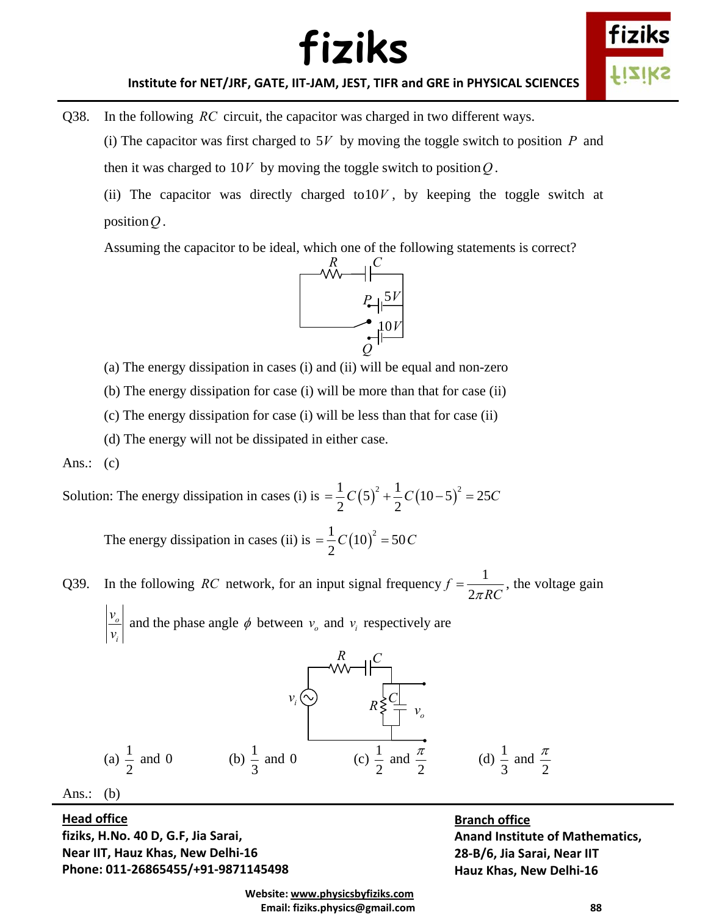Q38. In the following $RC$ circuit, the capacitor was charged in two different ways.

(i) The capacitor was first charged to $5V$ by moving the toggle switch to position $P$ and then it was charged to $10V$ by moving the toggle switch to position $Q$.

(ii) The capacitor was directly charged to $10V$, by keeping the toggle switch at position $Q$.

Assuming the capacitor to be ideal, which one of the following statements is correct?

(a) The energy dissipation in cases (i) and (ii) will be equal and non-zero

(b) The energy dissipation for case (i) will be more than that for case (ii)

(c) The energy dissipation for case (i) will be less than that for case (ii)

(d) The energy will not be dissipated in either case.

Ans.: (c)

Solution: The energy dissipation in cases (i) is $= \frac{1}{2}C(5)^2 + \frac{1}{2}C(10-5)^2 = 25C$

The energy dissipation in cases (ii) is $= \frac{1}{2}C(10)^2 = 50C$

Q39. In the following $RC$ network, for an input signal frequency $f = \frac{1}{2\pi RC}$, the voltage gain $\left|\frac{v_o}{v_i}\right|$ and the phase angle $\phi$ between $v_o$ and $v_i$ respectively are

(a) $\frac{1}{2}$ and $0$ (b) $\frac{1}{3}$ and $0$ (c) $\frac{1}{2}$ and $\frac{\pi}{2}$ (d) $\frac{1}{3}$ and $\frac{\pi}{2}$

Ans.: (b)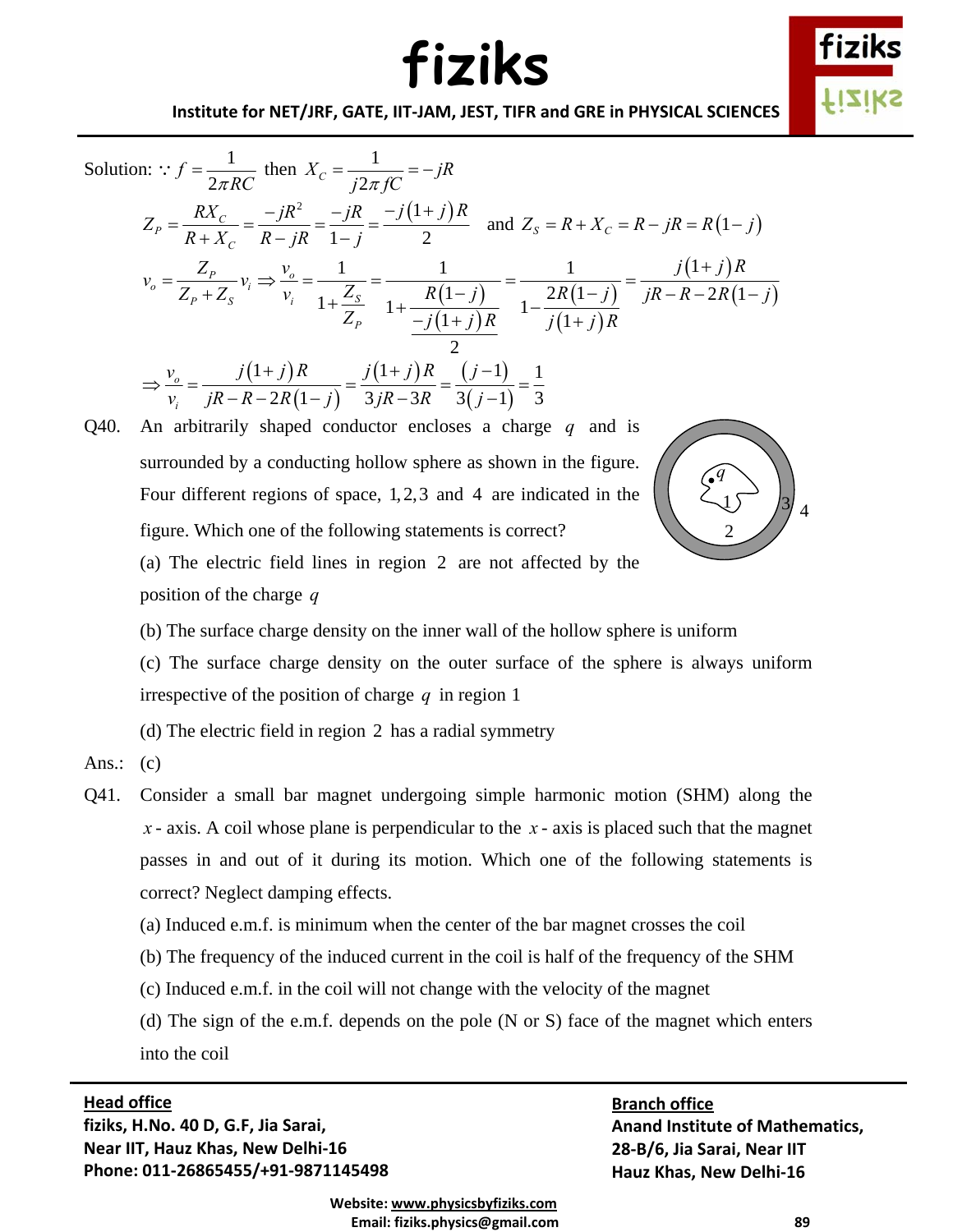Solution: $\because f = \dfrac{1}{2\pi RC}$ then $X_C = \dfrac{1}{j2\pi fC} = -jR$

$$Z_P = \frac{RX_C}{R+X_C} = \frac{-jR^2}{R-jR} = \frac{-jR}{1-j} = \frac{-j(1+j)R}{2} \quad \text{and } Z_S = R + X_C = R - jR = R(1-j)$$

$$v_o = \frac{Z_P}{Z_P+Z_S}v_i \Rightarrow \frac{v_o}{v_i} = \frac{1}{1+\dfrac{Z_S}{Z_P}} = \frac{1}{1+\dfrac{R(1-j)}{\dfrac{-j(1+j)R}{2}}} = \frac{1}{1-\dfrac{2R(1-j)}{j(1+j)R}} = \frac{j(1+j)R}{jR-R-2R(1-j)}$$

$$\Rightarrow \frac{v_o}{v_i} = \frac{j(1+j)R}{jR-R-2R(1-j)} = \frac{j(1+j)R}{3jR-3R} = \frac{(j-1)}{3(j-1)} = \frac{1}{3}$$

Q40. An arbitrarily shaped conductor encloses a charge $q$ and is surrounded by a conducting hollow sphere as shown in the figure. Four different regions of space, $1, 2, 3$ and $4$ are indicated in the figure. Which one of the following statements is correct?

(a) The electric field lines in region $2$ are not affected by the position of the charge $q$

(b) The surface charge density on the inner wall of the hollow sphere is uniform

(c) The surface charge density on the outer surface of the sphere is always uniform irrespective of the position of charge $q$ in region 1

(d) The electric field in region $2$ has a radial symmetry

Ans.: (c)

Q41. Consider a small bar magnet undergoing simple harmonic motion (SHM) along the $x$-axis. A coil whose plane is perpendicular to the $x$-axis is placed such that the magnet passes in and out of it during its motion. Which one of the following statements is correct? Neglect damping effects.

(a) Induced e.m.f. is minimum when the center of the bar magnet crosses the coil

(b) The frequency of the induced current in the coil is half of the frequency of the SHM

(c) Induced e.m.f. in the coil will not change with the velocity of the magnet

(d) The sign of the e.m.f. depends on the pole (N or S) face of the magnet which enters into the coil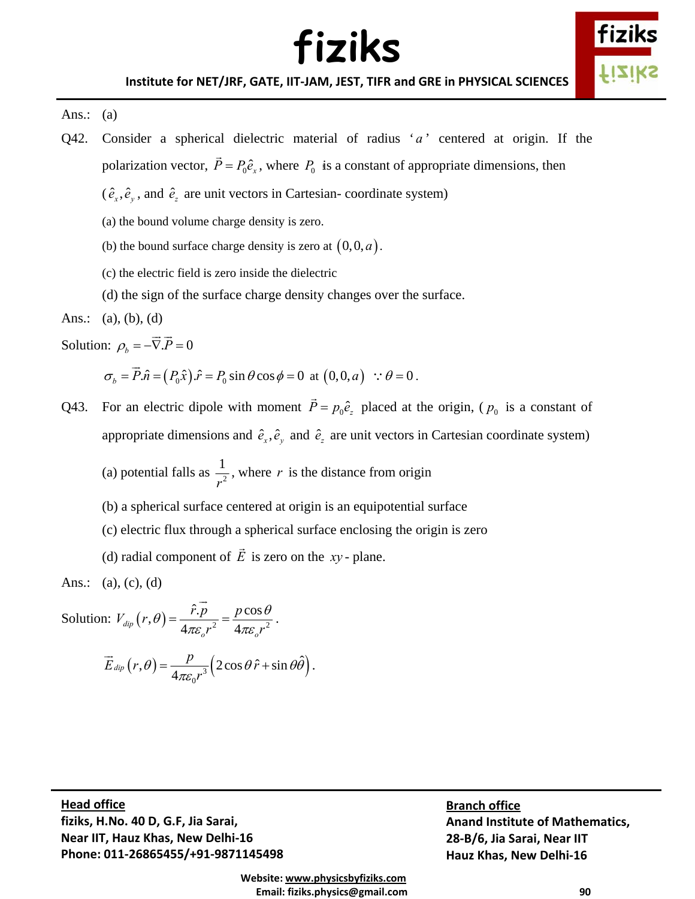Ans.: (a)

Q42. Consider a spherical dielectric material of radius '$a$' centered at origin. If the polarization vector, $\vec{P} = P_0 \hat{e}_x$, where $P_0$ is a constant of appropriate dimensions, then ($\hat{e}_x, \hat{e}_y$, and $\hat{e}_z$ are unit vectors in Cartesian- coordinate system)

(a) the bound volume charge density is zero.

(b) the bound surface charge density is zero at $(0,0,a)$.

(c) the electric field is zero inside the dielectric

(d) the sign of the surface charge density changes over the surface.

Ans.: (a), (b), (d)

Solution: $\rho_b = -\vec{\nabla}.\vec{P} = 0$

$$\sigma_b = \vec{P}.\hat{n} = (P_0\hat{x}).\hat{r} = P_0 \sin\theta\cos\phi = 0 \text{ at } (0,0,a) \;\; \because \theta = 0.$$

Q43. For an electric dipole with moment $\vec{P} = p_0 \hat{e}_z$ placed at the origin, ($p_0$ is a constant of appropriate dimensions and $\hat{e}_x, \hat{e}_y$ and $\hat{e}_z$ are unit vectors in Cartesian coordinate system)

(a) potential falls as $\dfrac{1}{r^2}$, where $r$ is the distance from origin

(b) a spherical surface centered at origin is an equipotential surface

(c) electric flux through a spherical surface enclosing the origin is zero

(d) radial component of $\vec{E}$ is zero on the $xy$- plane.

Ans.: (a), (c), (d)

Solution: $V_{dip}(r,\theta) = \dfrac{\hat{r}.\vec{p}}{4\pi\varepsilon_o r^2} = \dfrac{p\cos\theta}{4\pi\varepsilon_o r^2}$.

$$\vec{E}_{dip}(r,\theta) = \frac{p}{4\pi\varepsilon_0 r^3}\left(2\cos\theta\,\hat{r} + \sin\theta\,\hat{\theta}\right).$$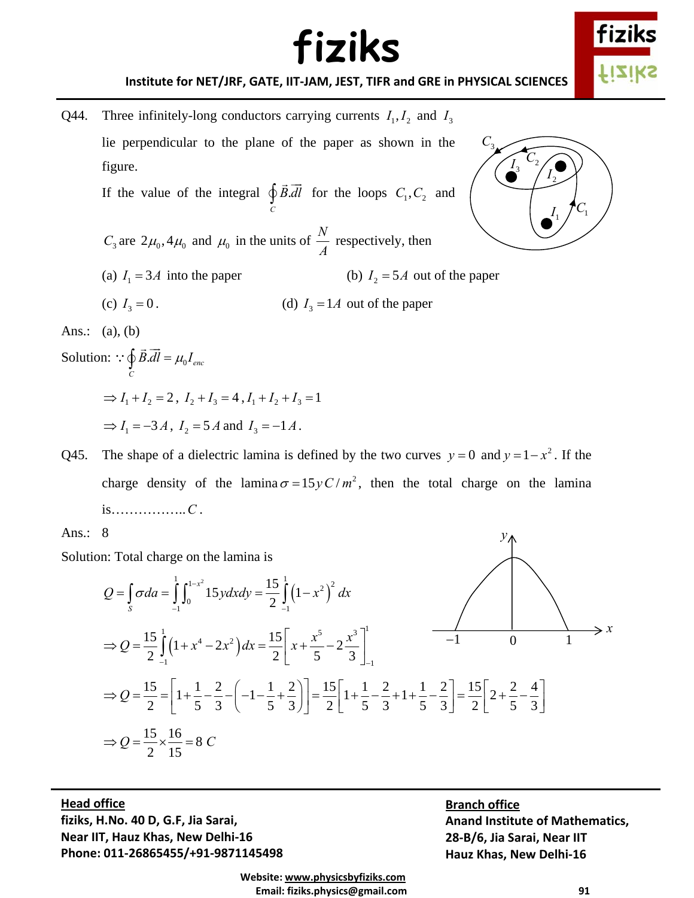Q44. Three infinitely-long conductors carrying currents $I_1, I_2$ and $I_3$ lie perpendicular to the plane of the paper as shown in the figure.

If the value of the integral $\oint_C \vec{B}.\vec{dl}$ for the loops $C_1, C_2$ and $C_3$ are $2\mu_0, 4\mu_0$ and $\mu_0$ in the units of $\frac{N}{A}$ respectively, then

$C_3$

$C_2$

$I_3$

$I_2$

$I_1$

$C_1$

(a) $I_1 = 3A$ into the paper

(b) $I_2 = 5A$ out of the paper

(c) $I_3 = 0$.

(d) $I_3 = 1A$ out of the paper

Ans.: (a), (b)

Solution: $\because \oint_C \vec{B}.\vec{dl} = \mu_0 I_{enc}$

$$\Rightarrow I_1 + I_2 = 2,\ I_2 + I_3 = 4,\ I_1 + I_2 + I_3 = 1$$

$$\Rightarrow I_1 = -3A,\ I_2 = 5A \text{ and } I_3 = -1A.$$

Q45. The shape of a dielectric lamina is defined by the two curves $y = 0$ and $y = 1 - x^2$. If the charge density of the lamina $\sigma = 15y\, C/m^2$, then the total charge on the lamina is…………….. $C$.

Ans.: 8

Solution: Total charge on the lamina is

$y$

$x$

$-1$

$0$

$1$

$$Q = \int_S \sigma da = \int_{-1}^{1}\int_0^{1-x^2} 15y\,dx\,dy = \frac{15}{2}\int_{-1}^{1}\left(1-x^2\right)^2 dx$$

$$\Rightarrow Q = \frac{15}{2}\int_{-1}^{1}\left(1 + x^4 - 2x^2\right)dx = \frac{15}{2}\left[x + \frac{x^5}{5} - 2\frac{x^3}{3}\right]_{-1}^{1}$$

$$\Rightarrow Q = \frac{15}{2} = \left[1 + \frac{1}{5} - \frac{2}{3} - \left(-1 - \frac{1}{5} + \frac{2}{3}\right)\right] = \frac{15}{2}\left[1 + \frac{1}{5} - \frac{2}{3} + 1 + \frac{1}{5} - \frac{2}{3}\right] = \frac{15}{2}\left[2 + \frac{2}{5} - \frac{4}{3}\right]$$

$$\Rightarrow Q = \frac{15}{2} \times \frac{16}{15} = 8\ C$$